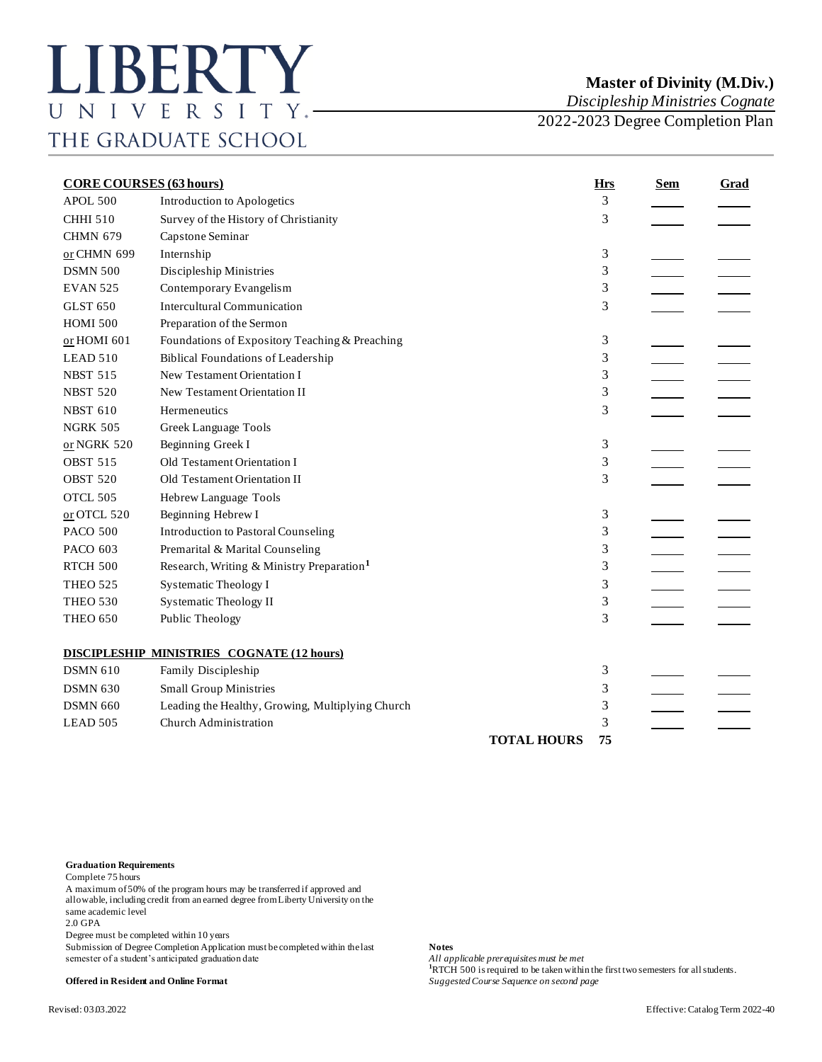# LIBERTY UNIVERSITY
THE GRADUATE SCHOOL

## Master of Divinity (M.Div.)
*Discipleship Ministries Cognate*

2022-2023 Degree Completion Plan

| **CORE COURSES (63 hours)** | | **Hrs** | **Sem** | **Grad** |
|---|---|---|---|---|
| APOL 500 | Introduction to Apologetics | 3 | | |
| CHHI 510 | Survey of the History of Christianity | 3 | | |
| CHMN 679 | Capstone Seminar | | | |
| or CHMN 699 | Internship | 3 | | |
| DSMN 500 | Discipleship Ministries | 3 | | |
| EVAN 525 | Contemporary Evangelism | 3 | | |
| GLST 650 | Intercultural Communication | 3 | | |
| HOMI 500 | Preparation of the Sermon | | | |
| or HOMI 601 | Foundations of Expository Teaching & Preaching | 3 | | |
| LEAD 510 | Biblical Foundations of Leadership | 3 | | |
| NBST 515 | New Testament Orientation I | 3 | | |
| NBST 520 | New Testament Orientation II | 3 | | |
| NBST 610 | Hermeneutics | 3 | | |
| NGRK 505 | Greek Language Tools | | | |
| or NGRK 520 | Beginning Greek I | 3 | | |
| OBST 515 | Old Testament Orientation I | 3 | | |
| OBST 520 | Old Testament Orientation II | 3 | | |
| OTCL 505 | Hebrew Language Tools | | | |
| or OTCL 520 | Beginning Hebrew I | 3 | | |
| PACO 500 | Introduction to Pastoral Counseling | 3 | | |
| PACO 603 | Premarital & Marital Counseling | 3 | | |
| RTCH 500 | Research, Writing & Ministry Preparation[1] | 3 | | |
| THEO 525 | Systematic Theology I | 3 | | |
| THEO 530 | Systematic Theology II | 3 | | |
| THEO 650 | Public Theology | 3 | | |
| **DISCIPLESHIP MINISTRIES COGNATE (12 hours)** | | | | |
| DSMN 610 | Family Discipleship | 3 | | |
| DSMN 630 | Small Group Ministries | 3 | | |
| DSMN 660 | Leading the Healthy, Growing, Multiplying Church | 3 | | |
| LEAD 505 | Church Administration | 3 | | |
| | **TOTAL HOURS** | **75** | | |

**Graduation Requirements**

Complete 75 hours

A maximum of 50% of the program hours may be transferred if approved and allowable, including credit from an earned degree from Liberty University on the same academic level

2.0 GPA

Degree must be completed within 10 years

Submission of Degree Completion Application must be completed within the last semester of a student's anticipated graduation date

**Offered in Resident and Online Format**

**Notes**

*All applicable prerequisites must be met*

[1]RTCH 500 is required to be taken within the first two semesters for all students.

*Suggested Course Sequence on second page*

Revised: 03.03.2022

Effective: Catalog Term 2022-40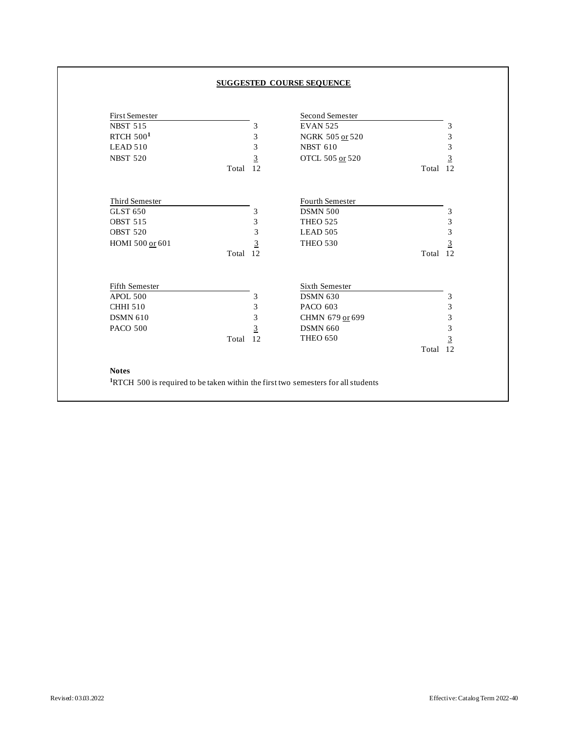## SUGGESTED COURSE SEQUENCE

| First Semester | | Second Semester | |
|---|---|---|---|
| NBST 515 | 3 | EVAN 525 | 3 |
| RTCH 500[1] | 3 | NGRK 505 or 520 | 3 |
| LEAD 510 | 3 | NBST 610 | 3 |
| NBST 520 | 3 | OTCL 505 or 520 | 3 |
| Total | 12 | Total | 12 |

| Third Semester | | Fourth Semester | |
|---|---|---|---|
| GLST 650 | 3 | DSMN 500 | 3 |
| OBST 515 | 3 | THEO 525 | 3 |
| OBST 520 | 3 | LEAD 505 | 3 |
| HOMI 500 or 601 | 3 | THEO 530 | 3 |
| Total | 12 | Total | 12 |

| Fifth Semester | | Sixth Semester | |
|---|---|---|---|
| APOL 500 | 3 | DSMN 630 | 3 |
| CHHI 510 | 3 | PACO 603 | 3 |
| DSMN 610 | 3 | CHMN 679 or 699 | 3 |
| PACO 500 | 3 | DSMN 660 | 3 |
| Total | 12 | THEO 650 | 3 |
| | | Total | 12 |

**Notes**

[1]RTCH 500 is required to be taken within the first two semesters for all students

Revised: 03.03.2022

Effective: Catalog Term 2022-40